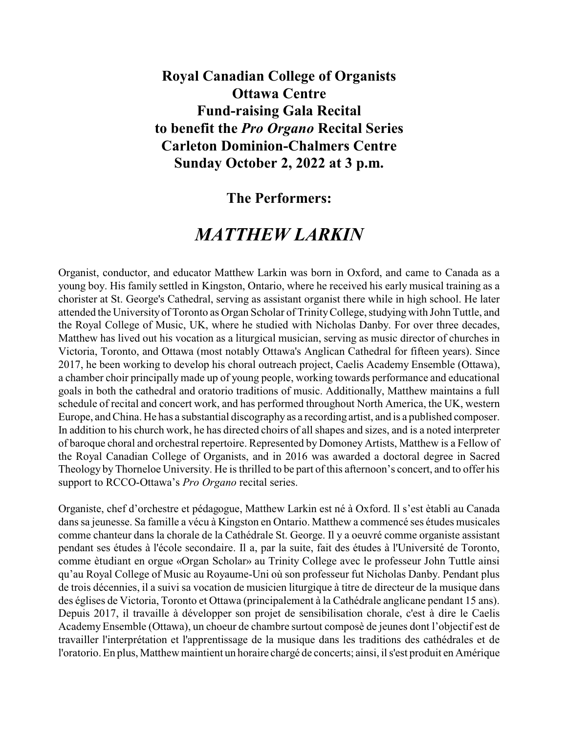**Royal Canadian College of Organists**
**Ottawa Centre**
**Fund-raising Gala Recital**
**to benefit the *Pro Organo* Recital Series**
**Carleton Dominion-Chalmers Centre**
**Sunday October 2, 2022 at 3 p.m.**

## The Performers:

# *MATTHEW LARKIN*

Organist, conductor, and educator Matthew Larkin was born in Oxford, and came to Canada as a young boy. His family settled in Kingston, Ontario, where he received his early musical training as a chorister at St. George's Cathedral, serving as assistant organist there while in high school. He later attended the University of Toronto as Organ Scholar of Trinity College, studying with John Tuttle, and the Royal College of Music, UK, where he studied with Nicholas Danby. For over three decades, Matthew has lived out his vocation as a liturgical musician, serving as music director of churches in Victoria, Toronto, and Ottawa (most notably Ottawa's Anglican Cathedral for fifteen years). Since 2017, he been working to develop his choral outreach project, Caelis Academy Ensemble (Ottawa), a chamber choir principally made up of young people, working towards performance and educational goals in both the cathedral and oratorio traditions of music. Additionally, Matthew maintains a full schedule of recital and concert work, and has performed throughout North America, the UK, western Europe, and China. He has a substantial discography as a recording artist, and is a published composer. In addition to his church work, he has directed choirs of all shapes and sizes, and is a noted interpreter of baroque choral and orchestral repertoire. Represented by Domoney Artists, Matthew is a Fellow of the Royal Canadian College of Organists, and in 2016 was awarded a doctoral degree in Sacred Theology by Thorneloe University. He is thrilled to be part of this afternoon's concert, and to offer his support to RCCO-Ottawa's *Pro Organo* recital series.

Organiste, chef d'orchestre et pédagogue, Matthew Larkin est né à Oxford. Il s'est ètabli au Canada dans sa jeunesse. Sa famille a vécu à Kingston en Ontario. Matthew a commencé ses études musicales comme chanteur dans la chorale de la Cathédrale St. George. Il y a oeuvré comme organiste assistant pendant ses études à l'école secondaire. Il a, par la suite, fait des études à l'Université de Toronto, comme ètudiant en orgue «Organ Scholar» au Trinity College avec le professeur John Tuttle ainsi qu'au Royal College of Music au Royaume-Uni où son professeur fut Nicholas Danby. Pendant plus de trois décennies, il a suivi sa vocation de musicien liturgique à titre de directeur de la musique dans des églises de Victoria, Toronto et Ottawa (principalement à la Cathédrale anglicane pendant 15 ans). Depuis 2017, il travaille à développer son projet de sensibilisation chorale, c'est à dire le Caelis Academy Ensemble (Ottawa), un choeur de chambre surtout composè de jeunes dont l'objectif est de travailler l'interprétation et l'apprentissage de la musique dans les traditions des cathédrales et de l'oratorio. En plus, Matthew maintient un horaire chargé de concerts; ainsi, il s'est produit en Amérique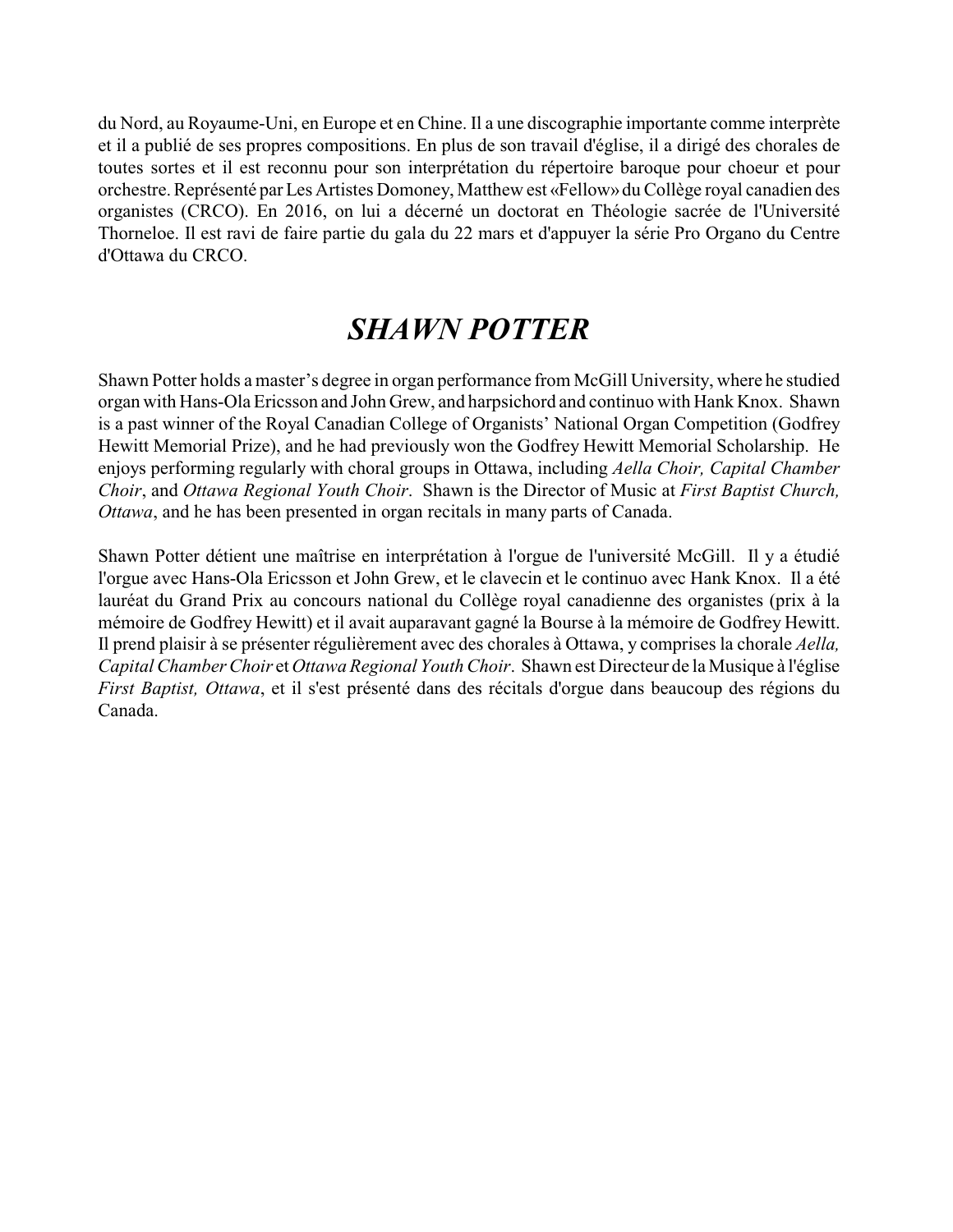du Nord, au Royaume-Uni, en Europe et en Chine. Il a une discographie importante comme interprète et il a publié de ses propres compositions. En plus de son travail d'église, il a dirigé des chorales de toutes sortes et il est reconnu pour son interprétation du répertoire baroque pour choeur et pour orchestre. Représenté par Les Artistes Domoney, Matthew est «Fellow» du Collège royal canadien des organistes (CRCO). En 2016, on lui a décerné un doctorat en Théologie sacrée de l'Université Thorneloe. Il est ravi de faire partie du gala du 22 mars et d'appuyer la série Pro Organo du Centre d'Ottawa du CRCO.

# *SHAWN POTTER*

Shawn Potter holds a master's degree in organ performance from McGill University, where he studied organ with Hans-Ola Ericsson and John Grew, and harpsichord and continuo with Hank Knox. Shawn is a past winner of the Royal Canadian College of Organists' National Organ Competition (Godfrey Hewitt Memorial Prize), and he had previously won the Godfrey Hewitt Memorial Scholarship. He enjoys performing regularly with choral groups in Ottawa, including *Aella Choir, Capital Chamber Choir*, and *Ottawa Regional Youth Choir*. Shawn is the Director of Music at *First Baptist Church, Ottawa*, and he has been presented in organ recitals in many parts of Canada.

Shawn Potter détient une maîtrise en interprétation à l'orgue de l'université McGill. Il y a étudié l'orgue avec Hans-Ola Ericsson et John Grew, et le clavecin et le continuo avec Hank Knox. Il a été lauréat du Grand Prix au concours national du Collège royal canadienne des organistes (prix à la mémoire de Godfrey Hewitt) et il avait auparavant gagné la Bourse à la mémoire de Godfrey Hewitt. Il prend plaisir à se présenter régulièrement avec des chorales à Ottawa, y comprises la chorale *Aella, Capital Chamber Choir* et *Ottawa Regional Youth Choir*. Shawn est Directeur de la Musique à l'église *First Baptist, Ottawa*, et il s'est présenté dans des récitals d'orgue dans beaucoup des régions du Canada.